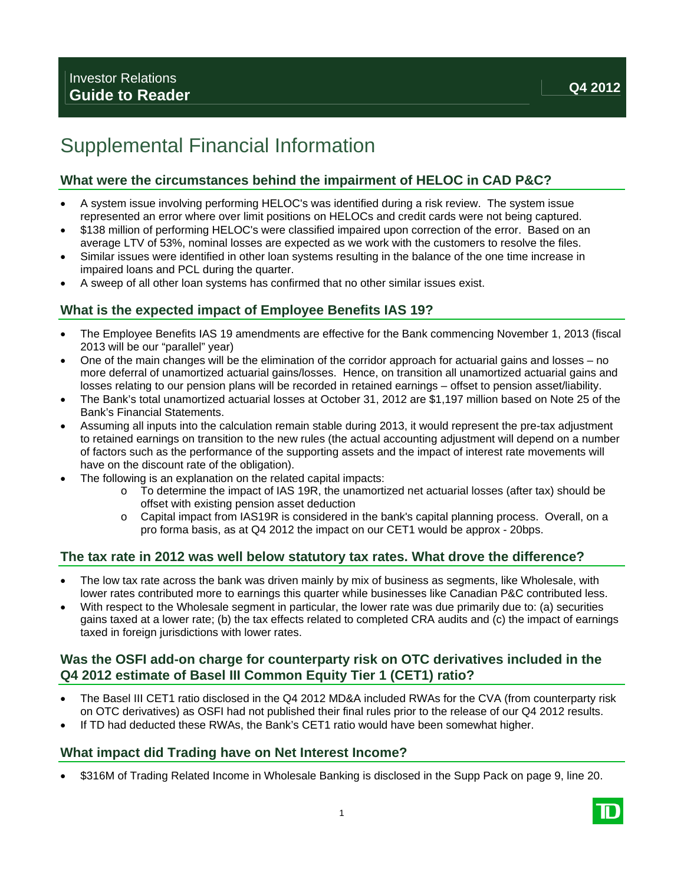Investor Relations
**Guide to Reader**

**Q4 2012**

# Supplemental Financial Information

## What were the circumstances behind the impairment of HELOC in CAD P&C?

- A system issue involving performing HELOC's was identified during a risk review. The system issue represented an error where over limit positions on HELOCs and credit cards were not being captured.
- $138 million of performing HELOC's were classified impaired upon correction of the error. Based on an average LTV of 53%, nominal losses are expected as we work with the customers to resolve the files.
- Similar issues were identified in other loan systems resulting in the balance of the one time increase in impaired loans and PCL during the quarter.
- A sweep of all other loan systems has confirmed that no other similar issues exist.

## What is the expected impact of Employee Benefits IAS 19?

- The Employee Benefits IAS 19 amendments are effective for the Bank commencing November 1, 2013 (fiscal 2013 will be our "parallel" year)
- One of the main changes will be the elimination of the corridor approach for actuarial gains and losses – no more deferral of unamortized actuarial gains/losses. Hence, on transition all unamortized actuarial gains and losses relating to our pension plans will be recorded in retained earnings – offset to pension asset/liability.
- The Bank's total unamortized actuarial losses at October 31, 2012 are $1,197 million based on Note 25 of the Bank's Financial Statements.
- Assuming all inputs into the calculation remain stable during 2013, it would represent the pre-tax adjustment to retained earnings on transition to the new rules (the actual accounting adjustment will depend on a number of factors such as the performance of the supporting assets and the impact of interest rate movements will have on the discount rate of the obligation).
- The following is an explanation on the related capital impacts:
  - To determine the impact of IAS 19R, the unamortized net actuarial losses (after tax) should be offset with existing pension asset deduction
  - Capital impact from IAS19R is considered in the bank's capital planning process. Overall, on a pro forma basis, as at Q4 2012 the impact on our CET1 would be approx - 20bps.

## The tax rate in 2012 was well below statutory tax rates. What drove the difference?

- The low tax rate across the bank was driven mainly by mix of business as segments, like Wholesale, with lower rates contributed more to earnings this quarter while businesses like Canadian P&C contributed less.
- With respect to the Wholesale segment in particular, the lower rate was due primarily due to: (a) securities gains taxed at a lower rate; (b) the tax effects related to completed CRA audits and (c) the impact of earnings taxed in foreign jurisdictions with lower rates.

## Was the OSFI add-on charge for counterparty risk on OTC derivatives included in the Q4 2012 estimate of Basel III Common Equity Tier 1 (CET1) ratio?

- The Basel III CET1 ratio disclosed in the Q4 2012 MD&A included RWAs for the CVA (from counterparty risk on OTC derivatives) as OSFI had not published their final rules prior to the release of our Q4 2012 results.
- If TD had deducted these RWAs, the Bank's CET1 ratio would have been somewhat higher.

## What impact did Trading have on Net Interest Income?

- $316M of Trading Related Income in Wholesale Banking is disclosed in the Supp Pack on page 9, line 20.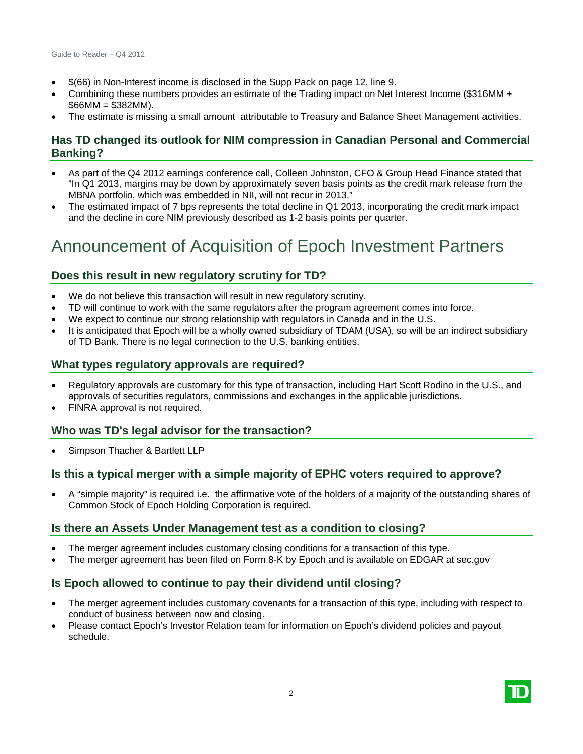- $(66) in Non-Interest income is disclosed in the Supp Pack on page 12, line 9.
- Combining these numbers provides an estimate of the Trading impact on Net Interest Income ($316MM + $66MM = $382MM).
- The estimate is missing a small amount attributable to Treasury and Balance Sheet Management activities.

### Has TD changed its outlook for NIM compression in Canadian Personal and Commercial Banking?

- As part of the Q4 2012 earnings conference call, Colleen Johnston, CFO & Group Head Finance stated that "In Q1 2013, margins may be down by approximately seven basis points as the credit mark release from the MBNA portfolio, which was embedded in NII, will not recur in 2013."
- The estimated impact of 7 bps represents the total decline in Q1 2013, incorporating the credit mark impact and the decline in core NIM previously described as 1-2 basis points per quarter.

## Announcement of Acquisition of Epoch Investment Partners

### Does this result in new regulatory scrutiny for TD?

- We do not believe this transaction will result in new regulatory scrutiny.
- TD will continue to work with the same regulators after the program agreement comes into force.
- We expect to continue our strong relationship with regulators in Canada and in the U.S.
- It is anticipated that Epoch will be a wholly owned subsidiary of TDAM (USA), so will be an indirect subsidiary of TD Bank. There is no legal connection to the U.S. banking entities.

### What types regulatory approvals are required?

- Regulatory approvals are customary for this type of transaction, including Hart Scott Rodino in the U.S., and approvals of securities regulators, commissions and exchanges in the applicable jurisdictions.
- FINRA approval is not required.

### Who was TD's legal advisor for the transaction?

- Simpson Thacher & Bartlett LLP

### Is this a typical merger with a simple majority of EPHC voters required to approve?

- A "simple majority" is required i.e. the affirmative vote of the holders of a majority of the outstanding shares of Common Stock of Epoch Holding Corporation is required.

### Is there an Assets Under Management test as a condition to closing?

- The merger agreement includes customary closing conditions for a transaction of this type.
- The merger agreement has been filed on Form 8-K by Epoch and is available on EDGAR at sec.gov

### Is Epoch allowed to continue to pay their dividend until closing?

- The merger agreement includes customary covenants for a transaction of this type, including with respect to conduct of business between now and closing.
- Please contact Epoch's Investor Relation team for information on Epoch's dividend policies and payout schedule.